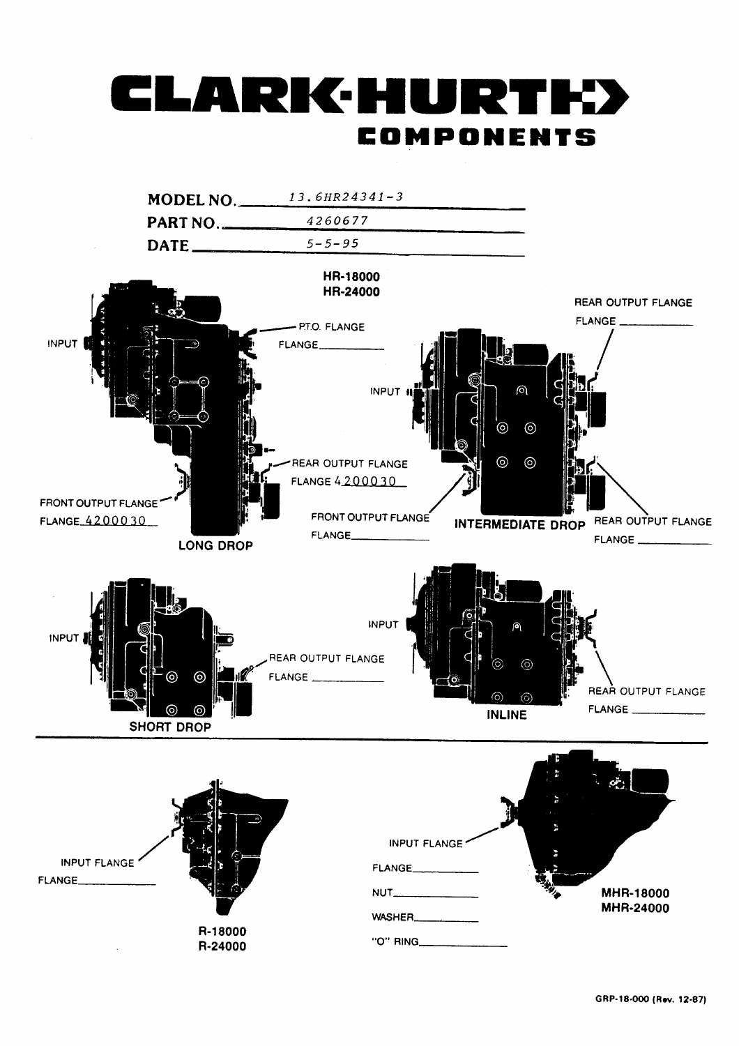# CLARK·HURTH COMPONENTS

**MODEL NO.** 13.6HR24341-3

**PART NO.** 4260677

**DATE** 5-5-95

**HR-18000**
**HR-24000**

INPUT

P.T.O. FLANGE
FLANGE ___________

REAR OUTPUT FLANGE
FLANGE 4200030

FRONT OUTPUT FLANGE
FLANGE 4200030

**LONG DROP**

REAR OUTPUT FLANGE
FLANGE ___________

INPUT

FRONT OUTPUT FLANGE
FLANGE ___________

**INTERMEDIATE DROP**

REAR OUTPUT FLANGE
FLANGE ___________

INPUT

REAR OUTPUT FLANGE
FLANGE ___________

**SHORT DROP**

INPUT

REAR OUTPUT FLANGE
FLANGE ___________

**INLINE**

---

INPUT FLANGE
FLANGE ___________

**R-18000**
**R-24000**

INPUT FLANGE

FLANGE ___________

NUT ___________

WASHER ___________

"O" RING ___________

**MHR-18000**
**MHR-24000**

GRP-18-000 (Rev. 12-87)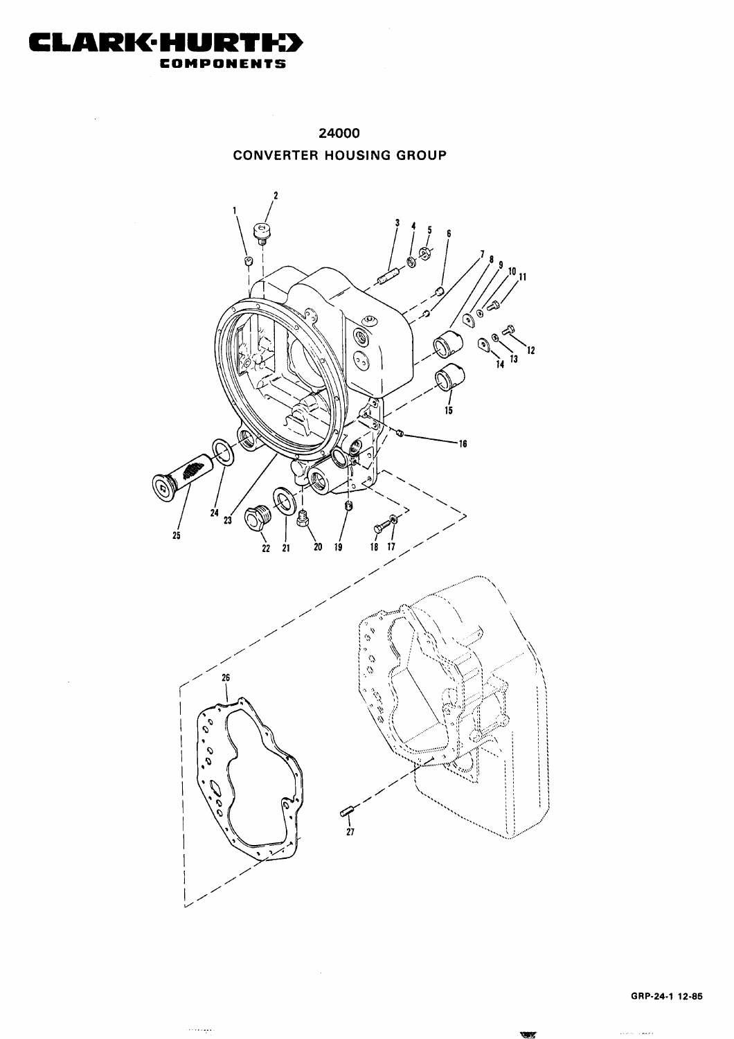# CLARK-HURTH COMPONENTS

## 24000

## CONVERTER HOUSING GROUP

GRP-24-1 12-85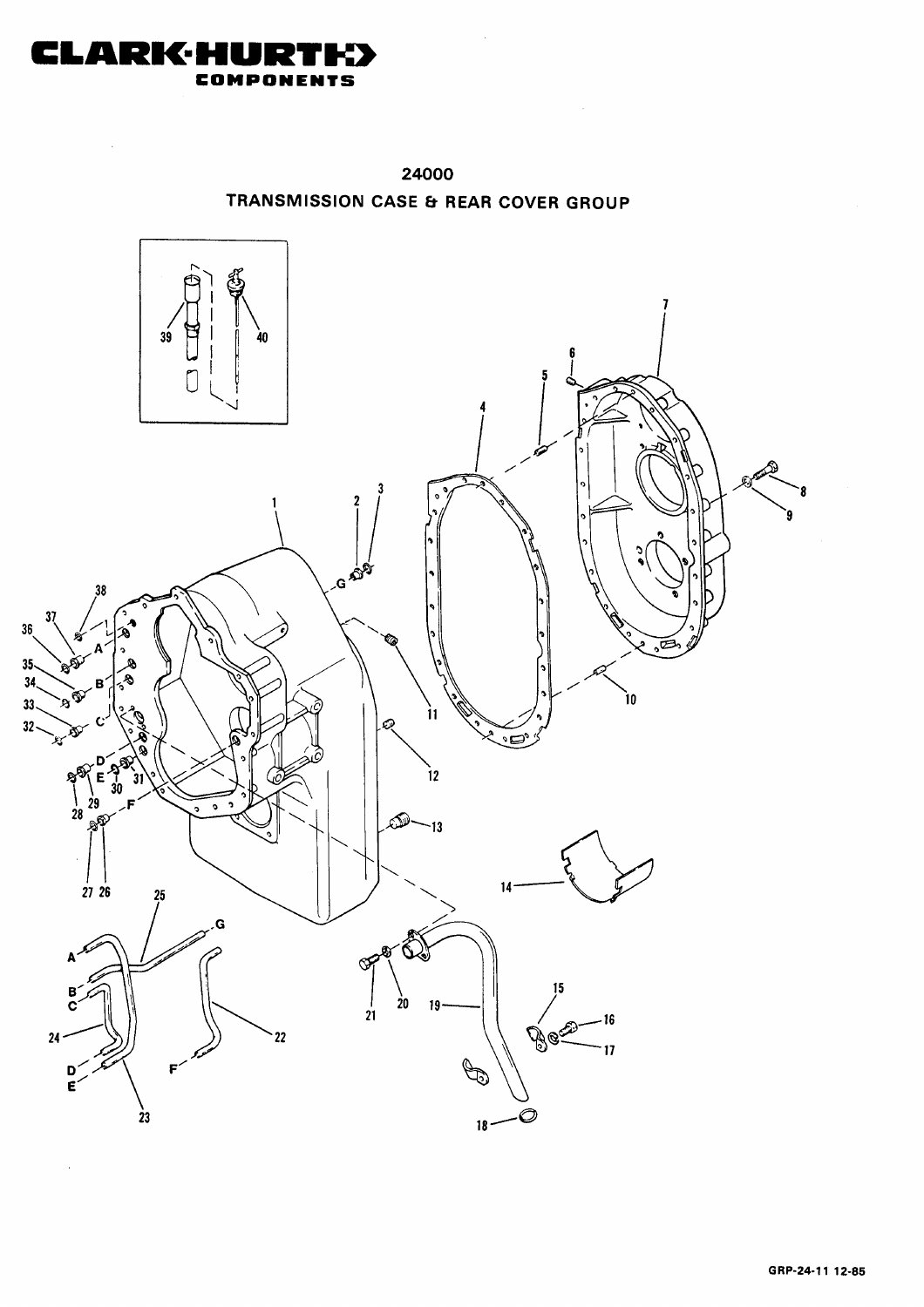**CLARK·HURTH COMPONENTS**

# 24000

## TRANSMISSION CASE & REAR COVER GROUP

GRP-24-11 12-85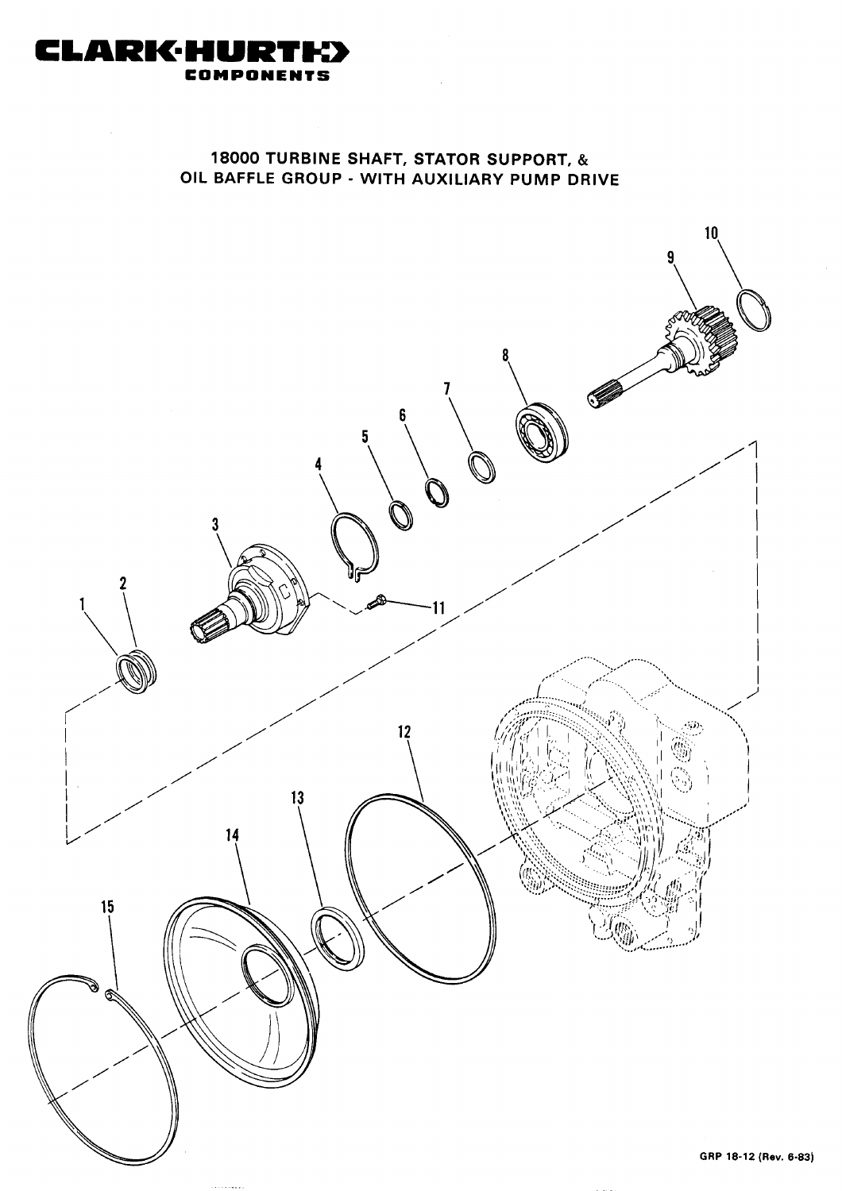**CLARK·HURTH COMPONENTS**

## 18000 TURBINE SHAFT, STATOR SUPPORT, & OIL BAFFLE GROUP - WITH AUXILIARY PUMP DRIVE

1
2
3
4
5
6
7
8
9
10
11
12
13
14
15

GRP 18-12 (Rev. 6-83)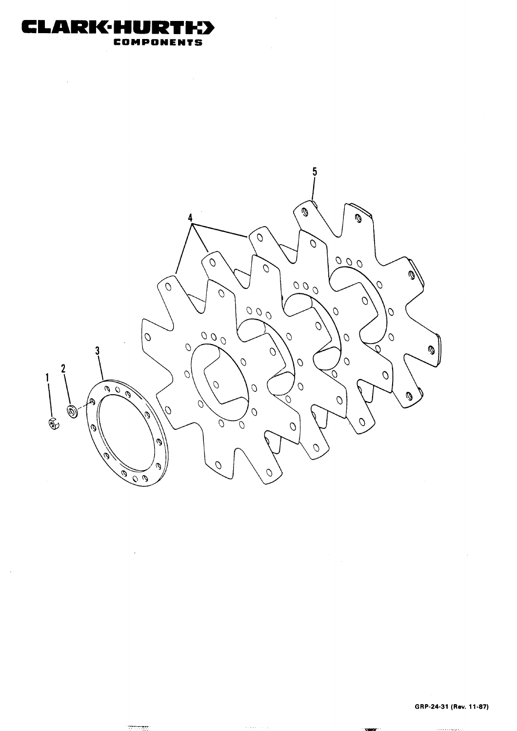**CLARK·HURTH COMPONENTS**

1

2

3

4

5

GRP-24-31 (Rev. 11-87)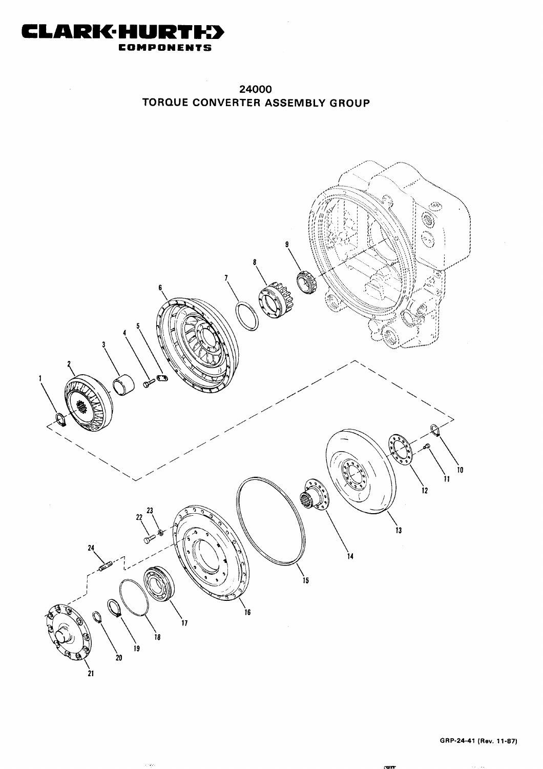# CLARK-HURTH COMPONENTS

## 24000
## TORQUE CONVERTER ASSEMBLY GROUP

1
2
3
4
5
6
7
8
9
10
11
12
13
14
15
16
17
18
19
20
21
22
23
24

GRP-24-41 (Rev. 11-87)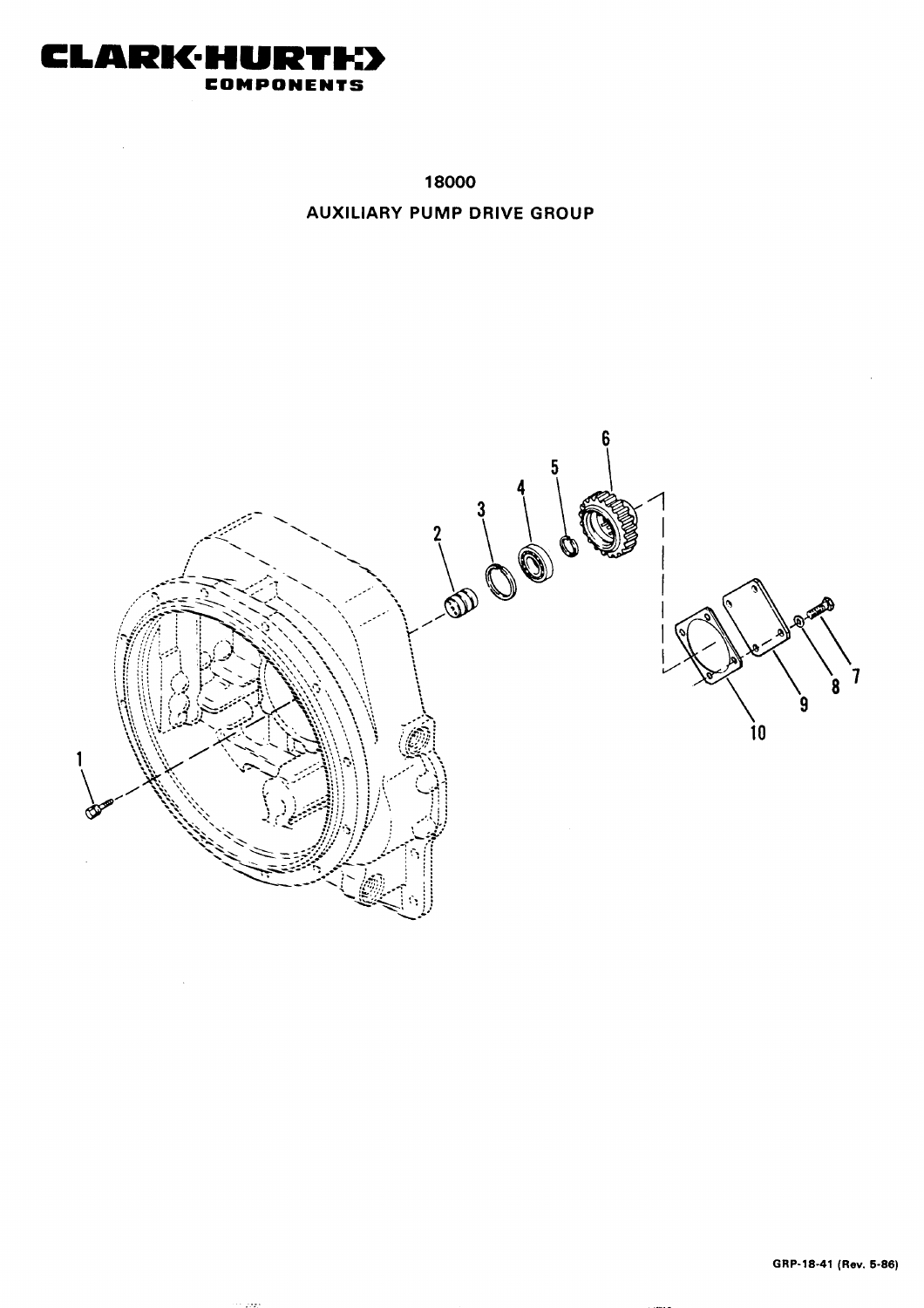**CLARK·HURTH COMPONENTS**

## 18000

## AUXILIARY PUMP DRIVE GROUP

1

2

3

4

5

6

7

8

9

10

GRP-18-41 (Rev. 5-86)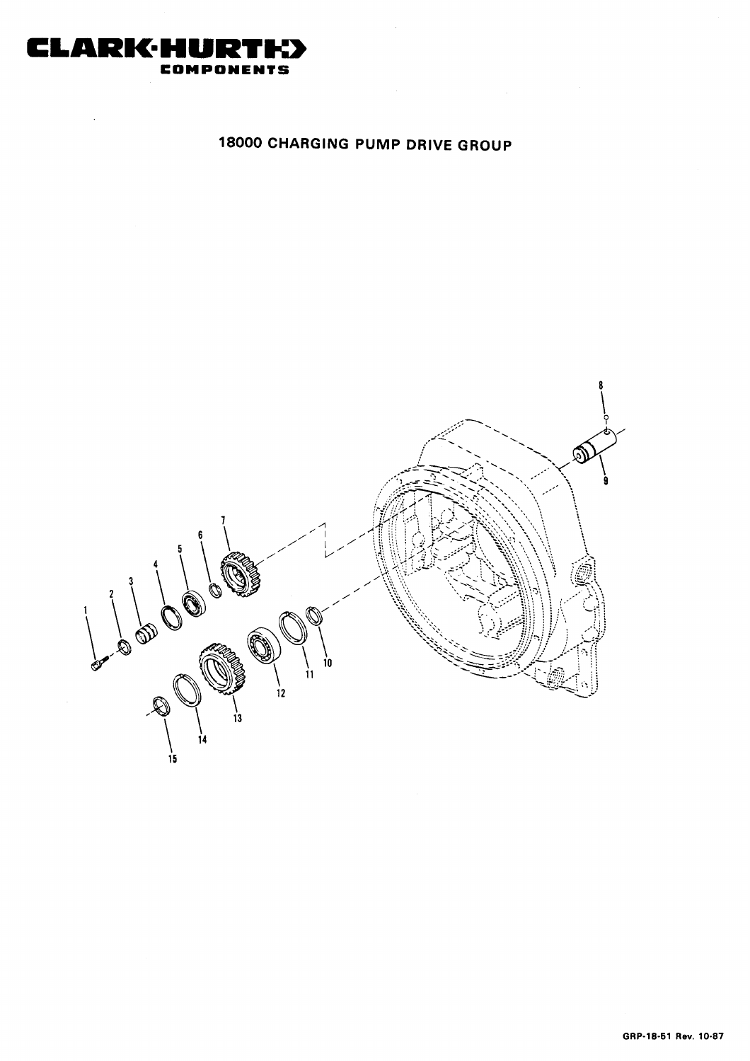**CLARK·HURTH COMPONENTS**

# 18000 CHARGING PUMP DRIVE GROUP

1 2 3 4 5 6 7 8 9 10 11 12 13 14 15

GRP-18-51 Rev. 10-87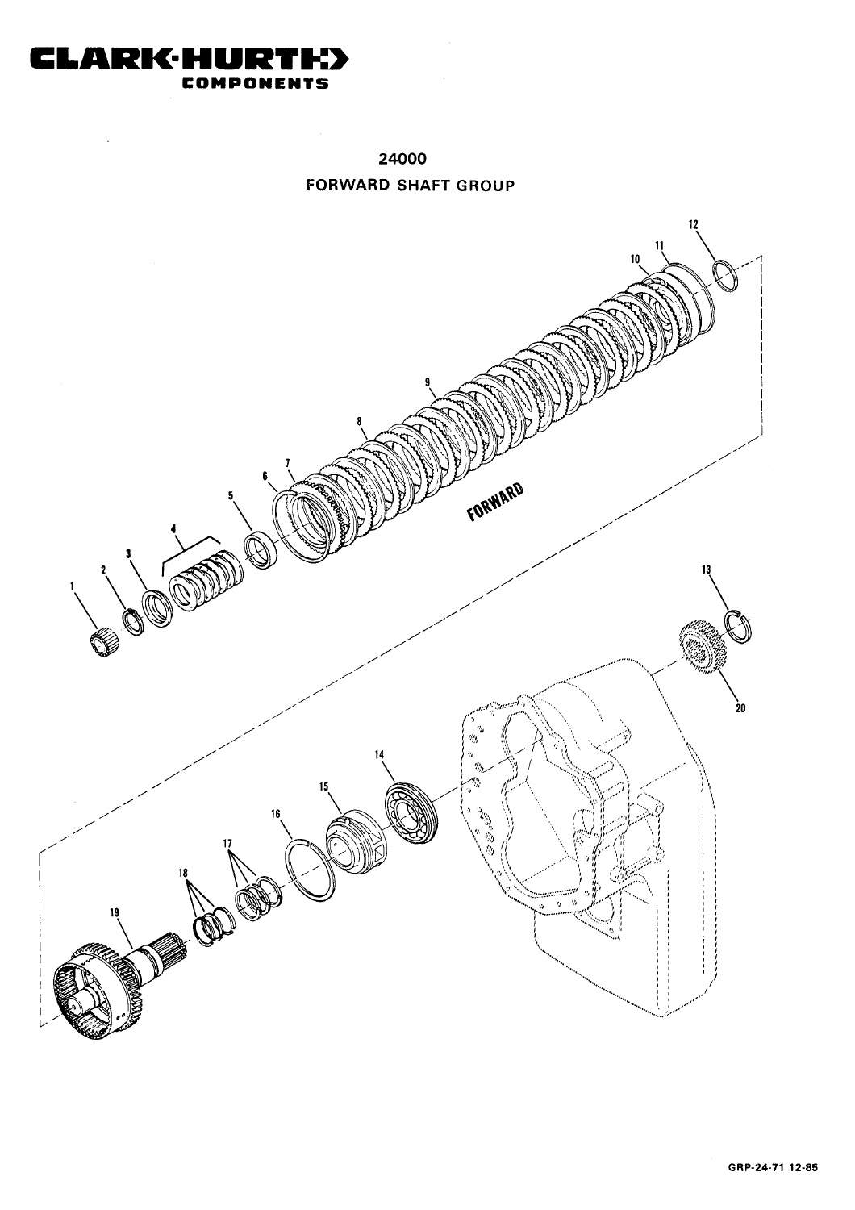**CLARK·HURTH COMPONENTS**

## 24000

## FORWARD SHAFT GROUP

GRP-24-71 12-85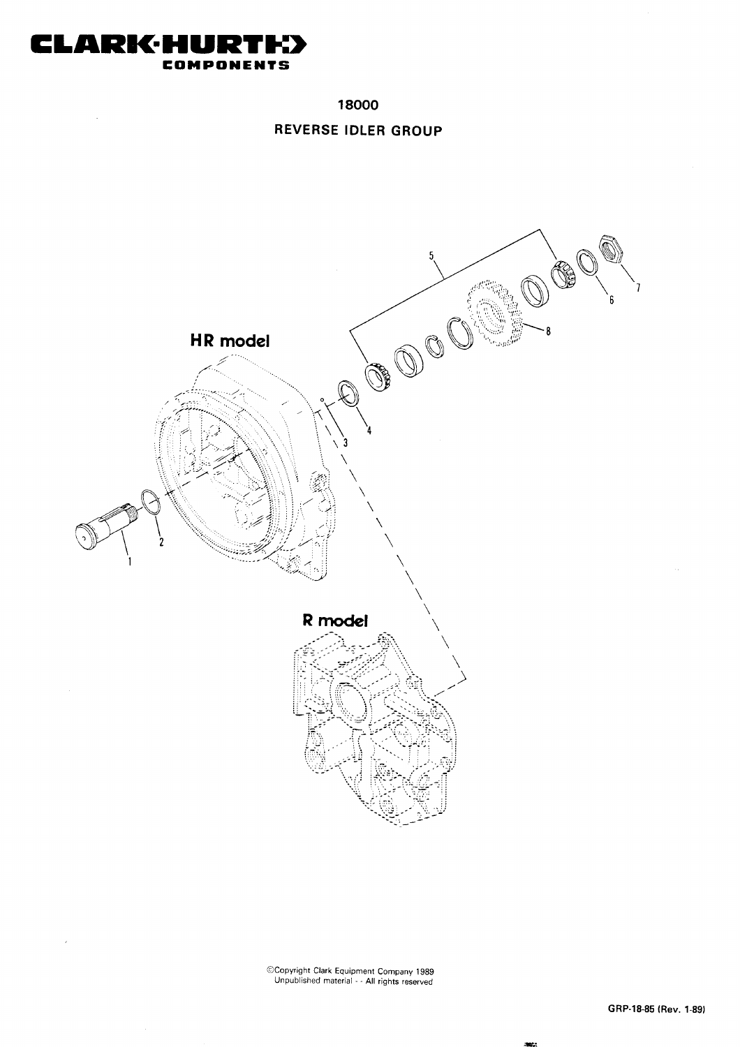**CLARK·HURTH COMPONENTS**

## 18000

## REVERSE IDLER GROUP

**HR model**

**R model**

1 2 3 4 5 6 7 8

©Copyright Clark Equipment Company 1989
Unpublished material - - All rights reserved

GRP-18-85 (Rev. 1-89)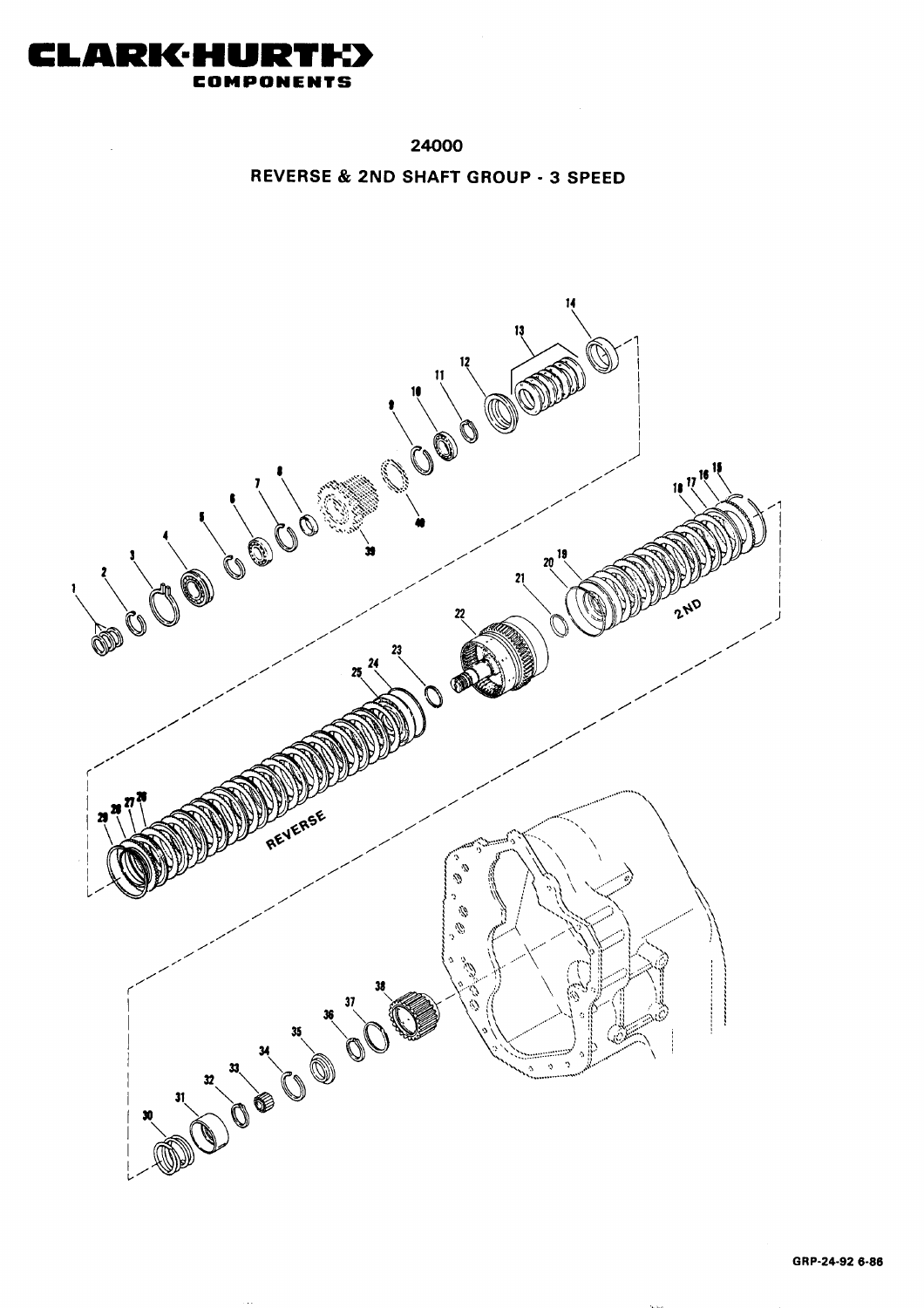# CLARK-HURTH COMPONENTS

## 24000

## REVERSE & 2ND SHAFT GROUP - 3 SPEED

GRP-24-92 6-86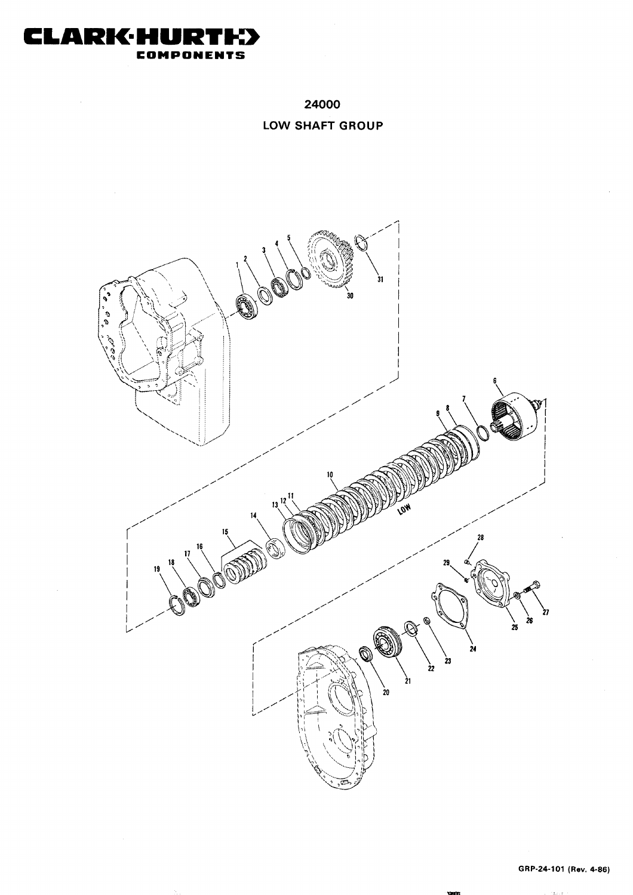# CLARK·HURTH COMPONENTS

## 24000

## LOW SHAFT GROUP

1 2 3 4 5 30 31

6 7 8 9 10 11 12 13 14 15 16 17 18 19

LOW

20 21 22 23 24 25 26 27 28 29

GRP-24-101 (Rev. 4-86)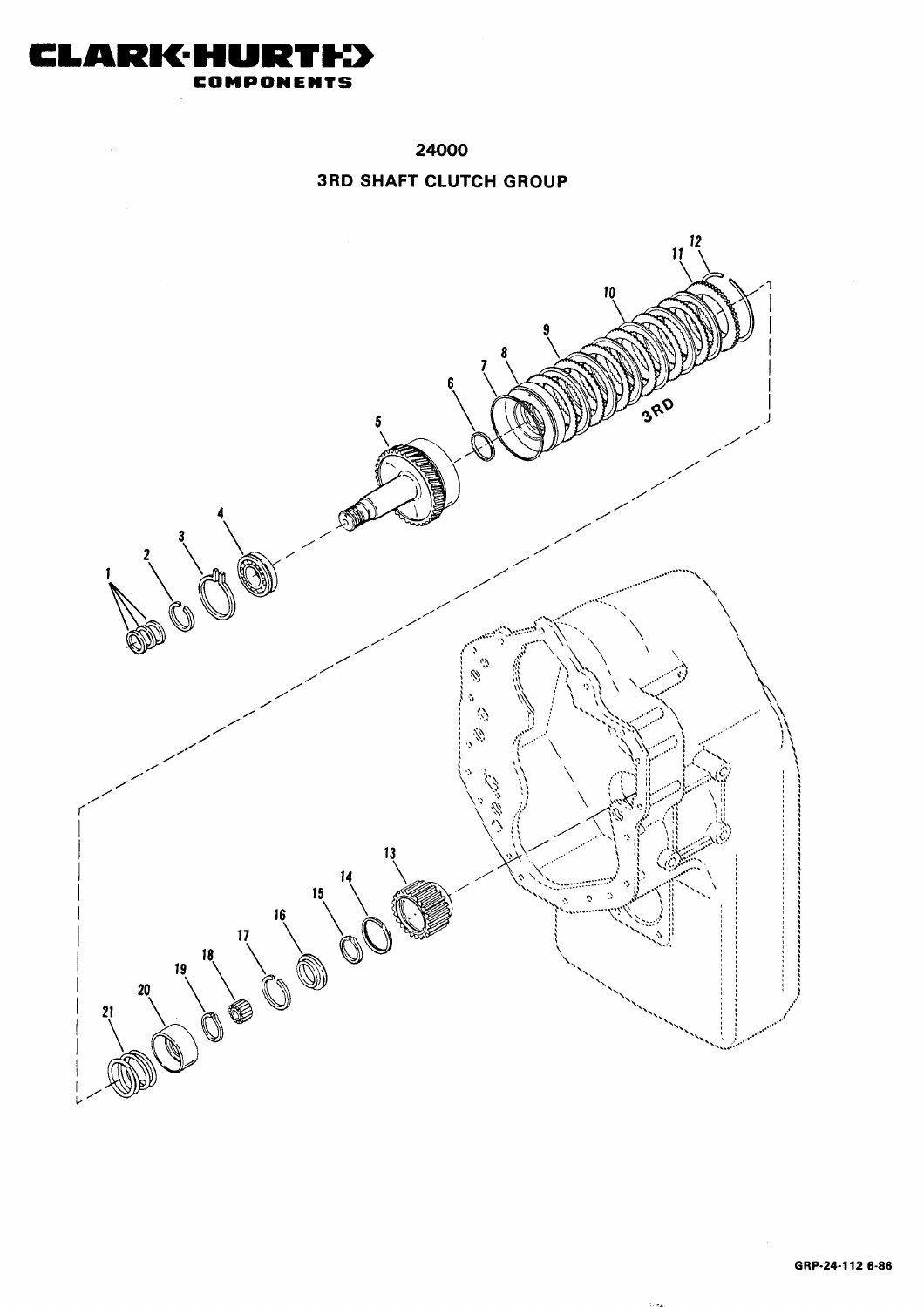**CLARK-HURTH**
**COMPONENTS**

## 24000

## 3RD SHAFT CLUTCH GROUP

GRP-24-112 6-86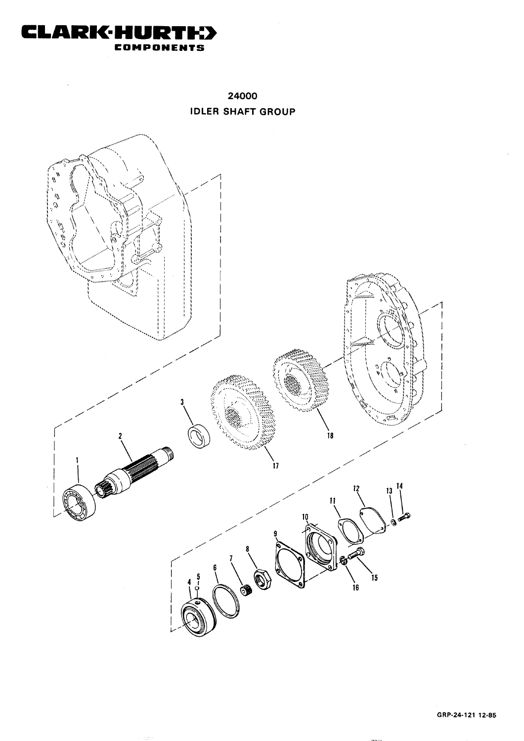**CLARK·HURTH COMPONENTS**

## 24000
## IDLER SHAFT GROUP

1 2 3 4 5 6 7 8 9 10 11 12 13 14 15 16 17 18

GRP-24-121 12-85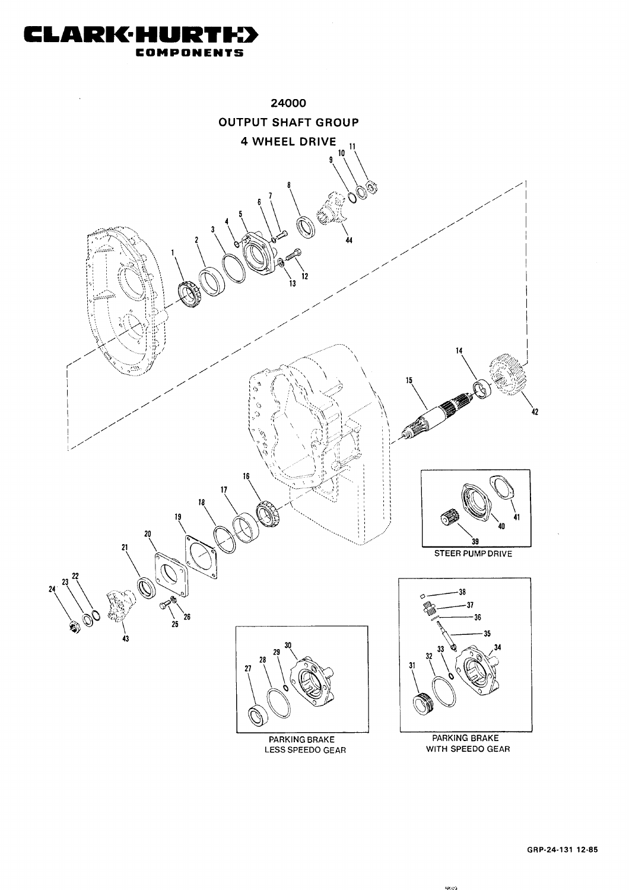# 24000

## OUTPUT SHAFT GROUP

## 4 WHEEL DRIVE

STEER PUMP DRIVE

PARKING BRAKE
LESS SPEEDO GEAR

PARKING BRAKE
WITH SPEEDO GEAR

GRP-24-131 12-85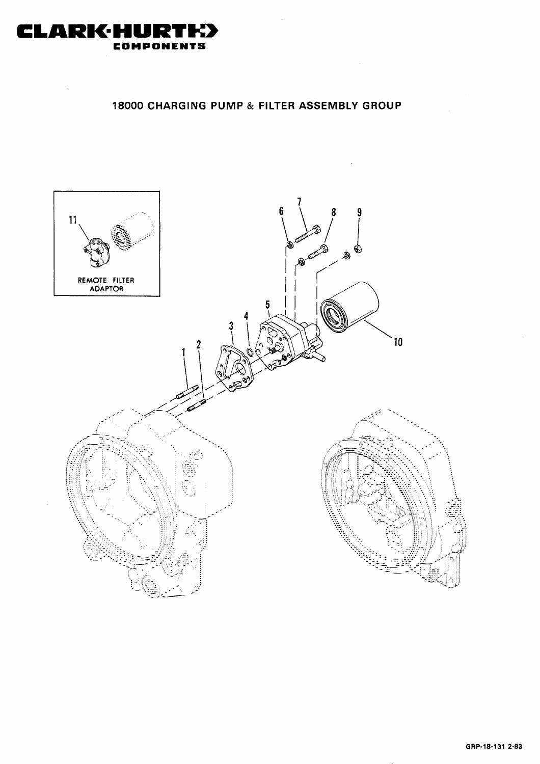CLARK·HURTH COMPONENTS

# 18000 CHARGING PUMP & FILTER ASSEMBLY GROUP

11

REMOTE FILTER ADAPTOR

1 2 3 4 5 6 7 8 9 10

GRP-18-131 2-83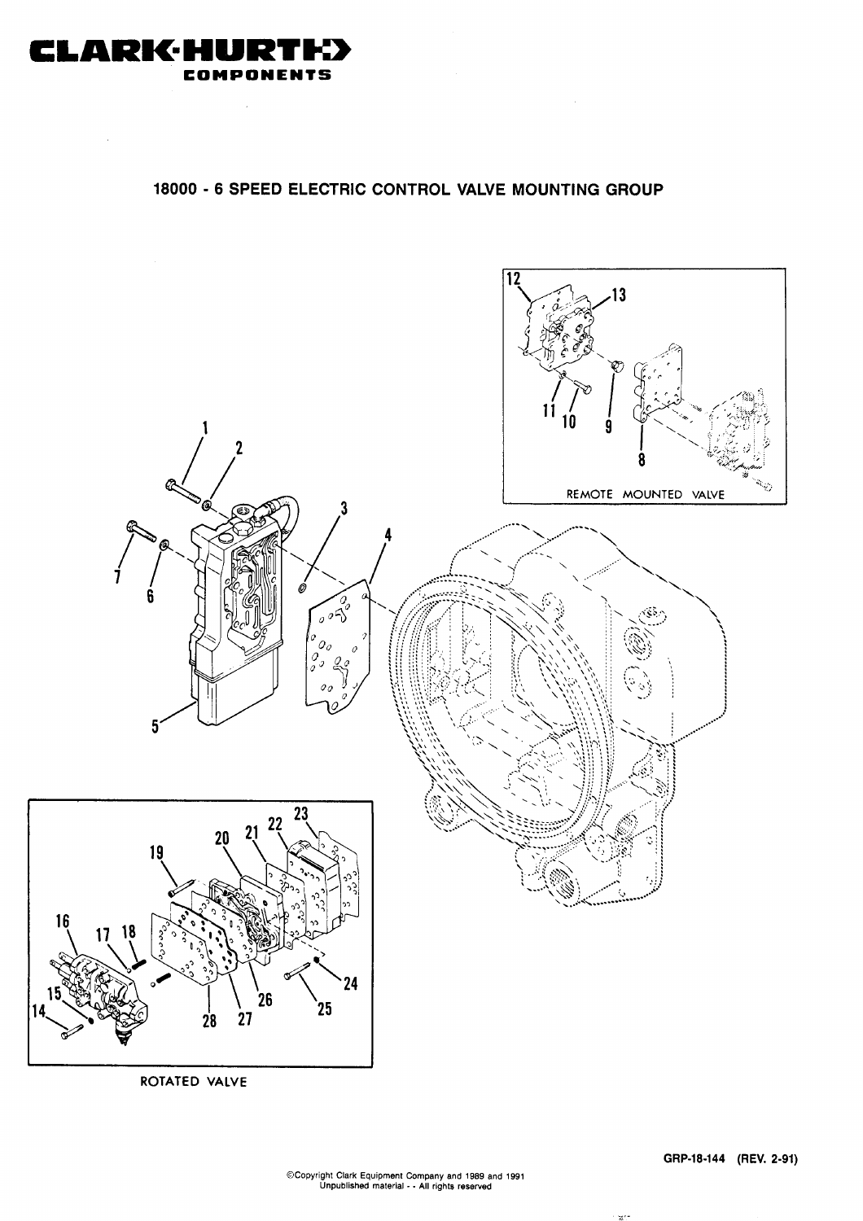**CLARK-HURTH COMPONENTS**

## 18000 - 6 SPEED ELECTRIC CONTROL VALVE MOUNTING GROUP

REMOTE MOUNTED VALVE

ROTATED VALVE

GRP-18-144 (REV. 2-91)

©Copyright Clark Equipment Company and 1989 and 1991
Unpublished material - - All rights reserved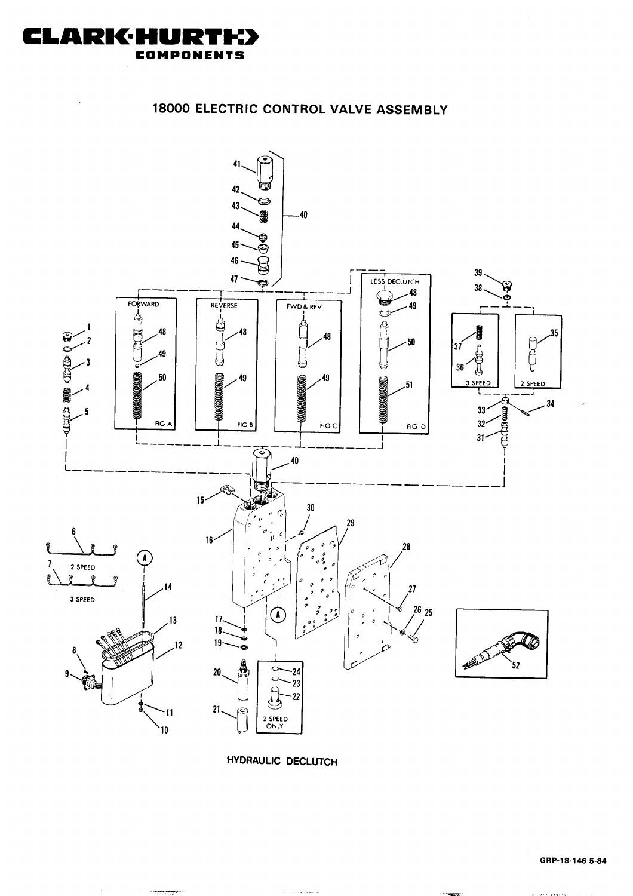# CLARK·HURTH COMPONENTS

## 18000 ELECTRIC CONTROL VALVE ASSEMBLY

HYDRAULIC DECLUTCH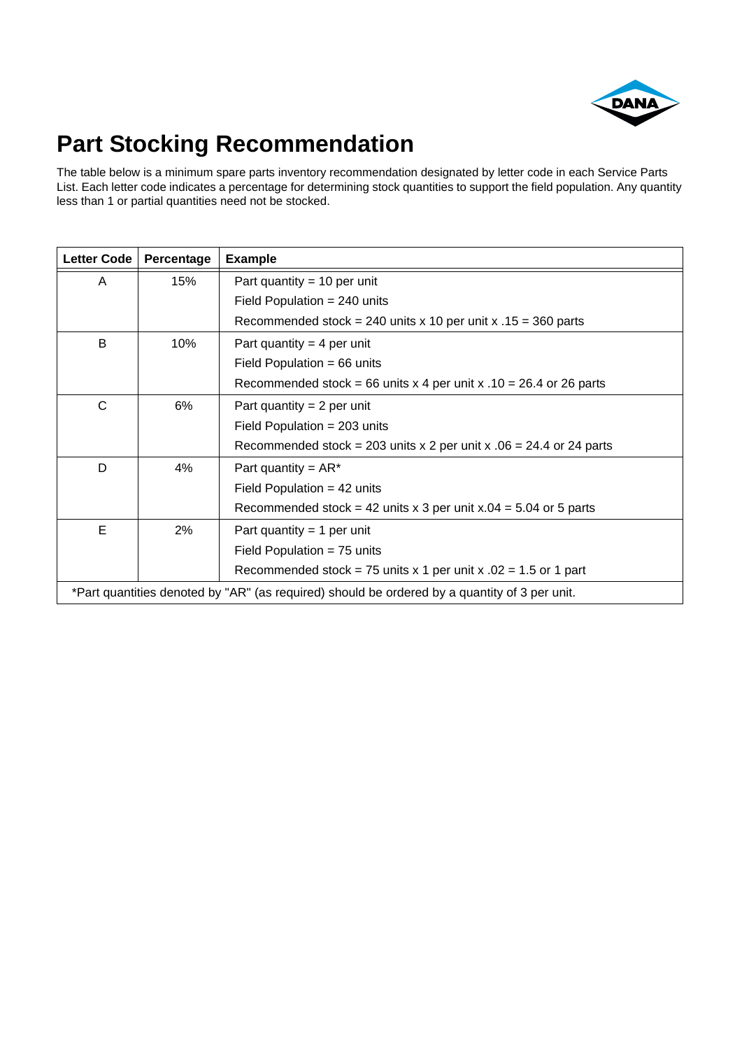# Part Stocking Recommendation

The table below is a minimum spare parts inventory recommendation designated by letter code in each Service Parts List. Each letter code indicates a percentage for determining stock quantities to support the field population. Any quantity less than 1 or partial quantities need not be stocked.

| Letter Code | Percentage | Example |
|---|---|---|
| A | 15% | Part quantity = 10 per unit<br>Field Population = 240 units<br>Recommended stock = 240 units x 10 per unit x .15 = 360 parts |
| B | 10% | Part quantity = 4 per unit<br>Field Population = 66 units<br>Recommended stock = 66 units x 4 per unit x .10 = 26.4 or 26 parts |
| C | 6% | Part quantity = 2 per unit<br>Field Population = 203 units<br>Recommended stock = 203 units x 2 per unit x .06 = 24.4 or 24 parts |
| D | 4% | Part quantity = AR*<br>Field Population = 42 units<br>Recommended stock = 42 units x 3 per unit x.04 = 5.04 or 5 parts |
| E | 2% | Part quantity = 1 per unit<br>Field Population = 75 units<br>Recommended stock = 75 units x 1 per unit x .02 = 1.5 or 1 part |

*Part quantities denoted by "AR" (as required) should be ordered by a quantity of 3 per unit.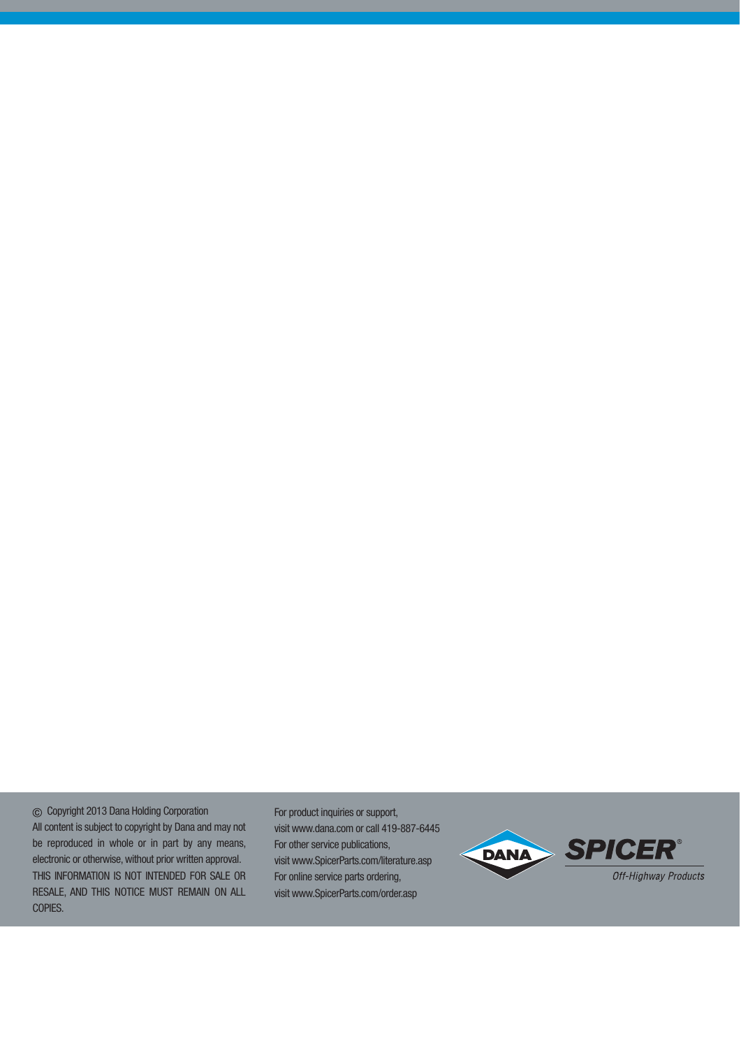© Copyright 2013 Dana Holding Corporation
All content is subject to copyright by Dana and may not be reproduced in whole or in part by any means, electronic or otherwise, without prior written approval.
THIS INFORMATION IS NOT INTENDED FOR SALE OR RESALE, AND THIS NOTICE MUST REMAIN ON ALL COPIES.

For product inquiries or support,
visit www.dana.com or call 419-887-6445
For other service publications,
visit www.SpicerParts.com/literature.asp
For online service parts ordering,
visit www.SpicerParts.com/order.asp

DANA

SPICER®
*Off-Highway Products*